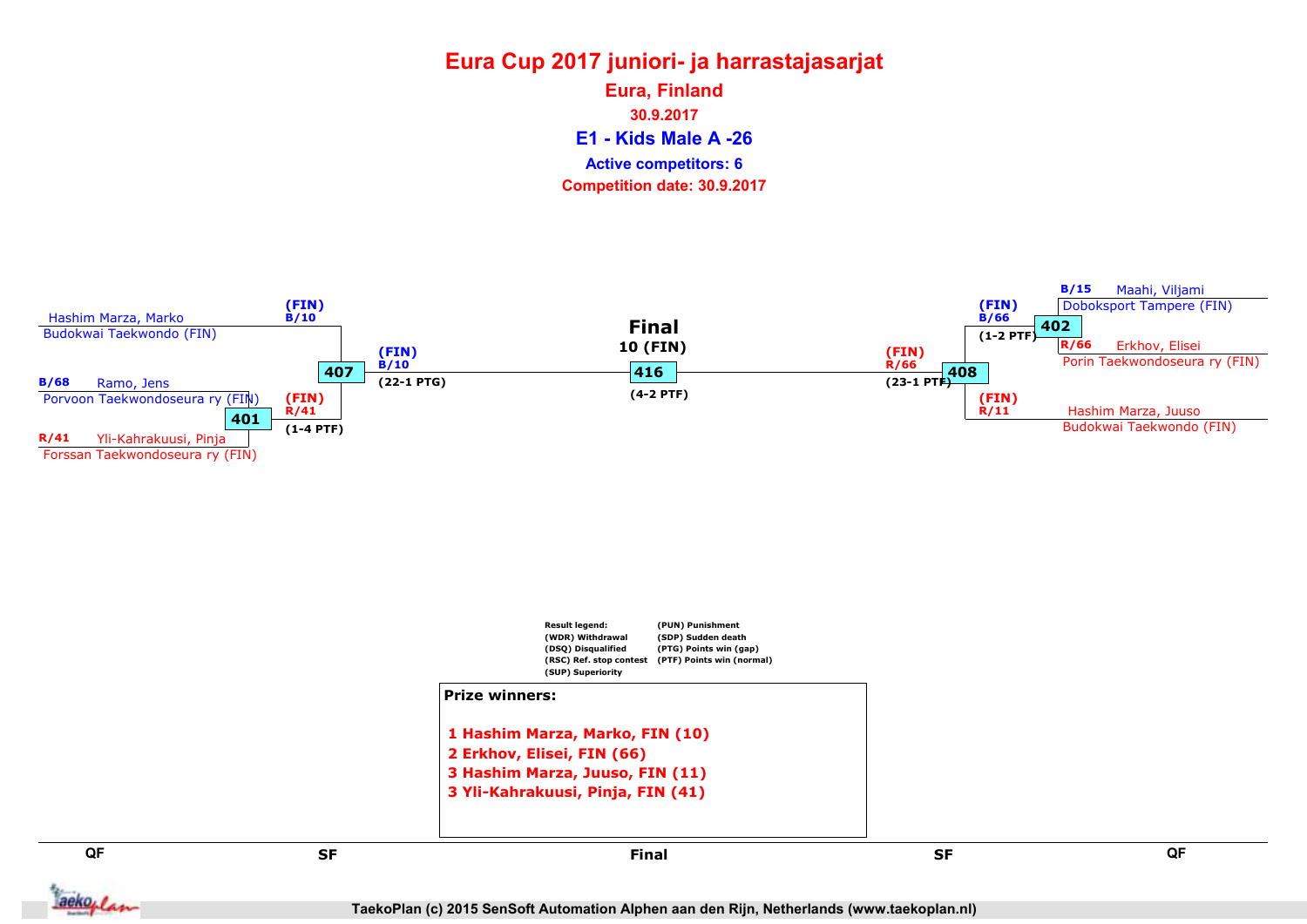# Eura Cup 2017 juniori- ja harrastajasarjat

**Eura, Finland**

**30.9.2017**

## E1 - Kids Male A -26

**Active competitors: 6**

**Competition date: 30.9.2017**

### QF

- Hashim Marza, Marko — Budokwai Taekwondo (FIN)
- B/68 Ramo, Jens — Porvoon Taekwondoseura ry (FIN)
- R/41 Yli-Kahrakuusi, Pinja — Forssan Taekwondoseura ry (FIN)
- B/15 Maahi, Viljami — Doboksport Tampere (FIN)
- R/66 Erkhov, Elisei — Porin Taekwondoseura ry (FIN)
- Hashim Marza, Juuso — Budokwai Taekwondo (FIN)

**401**: (FIN) R/41 (1-4 PTF)

**402**: (FIN) B/66 (1-2 PTF)

### SF

**407**: (FIN) B/10 (22-1 PTG)

- (FIN) B/10
- (FIN) R/41

**408**: (FIN) R/66 (23-1 PTF)

- (FIN) B/66
- (FIN) R/11

### Final

**416**: 10 (FIN) (4-2 PTF)

Result legend:

- (WDR) Withdrawal
- (DSQ) Disqualified
- (RSC) Ref. stop contest
- (SUP) Superiority
- (PUN) Punishment
- (SDP) Sudden death
- (PTG) Points win (gap)
- (PTF) Points win (normal)

**Prize winners:**

**1 Hashim Marza, Marko, FIN (10)**
**2 Erkhov, Elisei, FIN (66)**
**3 Hashim Marza, Juuso, FIN (11)**
**3 Yli-Kahrakuusi, Pinja, FIN (41)**

TaekoPlan (c) 2015 SenSoft Automation Alphen aan den Rijn, Netherlands (www.taekoplan.nl)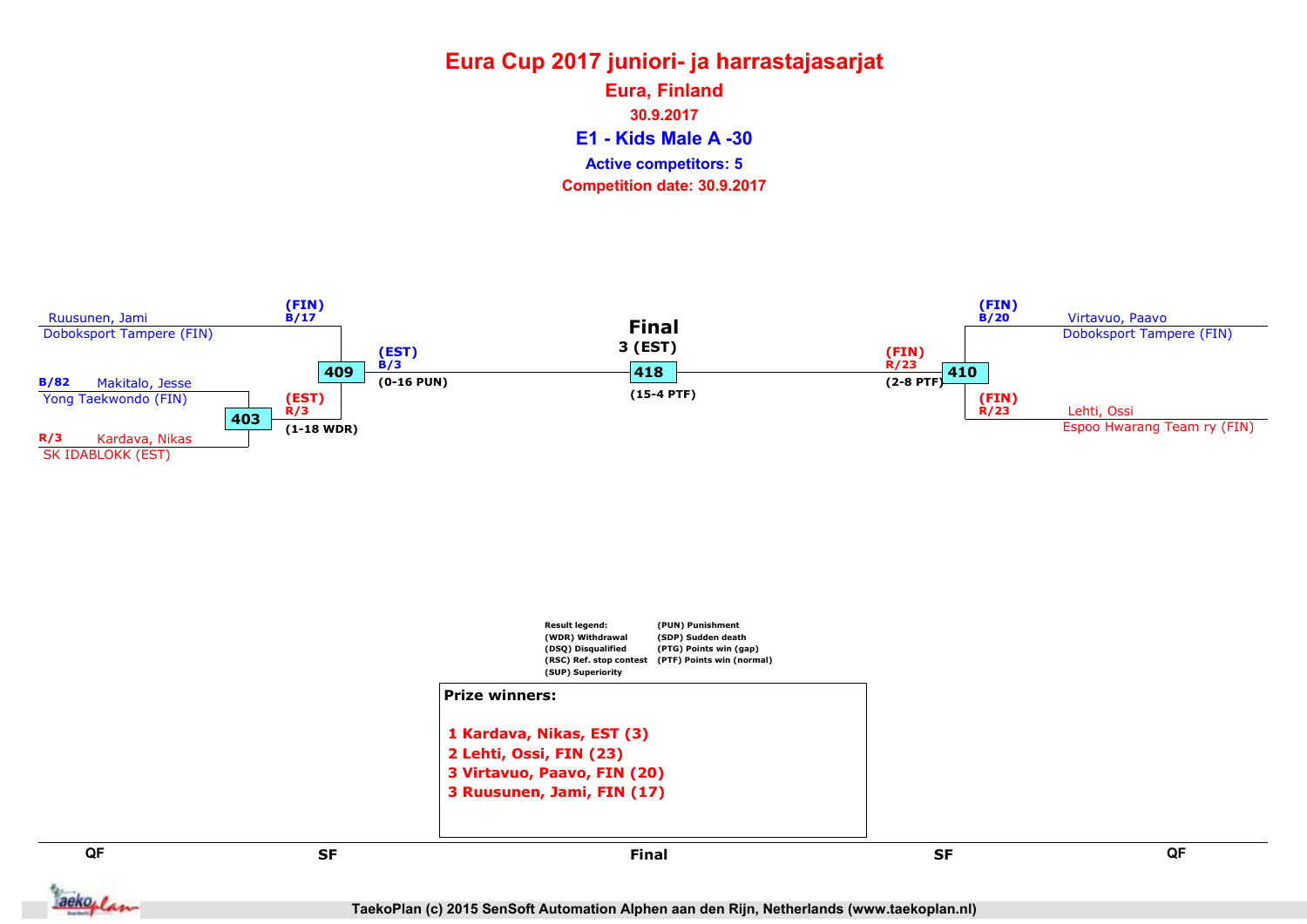# Eura Cup 2017 juniori- ja harrastajasarjat

## Eura, Finland

**30.9.2017**

## E1 - Kids Male A -30

**Active competitors: 5**

**Competition date: 30.9.2017**

Ruusunen, Jami
Dobosksport Tampere (FIN)
(FIN) B/17

B/82 Makitalo, Jesse
Yong Taekwondo (FIN)

R/3 Kardava, Nikas
SK IDABLOKK (EST)

403 — (EST) R/3 (1-18 WDR)

409 — (EST) B/3 (0-16 PUN)

**Final**
3 (EST)
418 — (15-4 PTF)

410 — (FIN) R/23 (2-8 PTF)

(FIN) B/20 Virtavuo, Paavo
Doboksport Tampere (FIN)

(FIN) R/23 Lehti, Ossi
Espoo Hwarang Team ry (FIN)

Result legend:
(WDR) Withdrawal
(DSQ) Disqualified
(RSC) Ref. stop contest
(SUP) Superiority
(PUN) Punishment
(SDP) Sudden death
(PTG) Points win (gap)
(PTF) Points win (normal)

**Prize winners:**

1 Kardava, Nikas, EST (3)
2 Lehti, Ossi, FIN (23)
3 Virtavuo, Paavo, FIN (20)
3 Ruusunen, Jami, FIN (17)

QF | SF | Final | SF | QF

TaekoPlan (c) 2015 SenSoft Automation Alphen aan den Rijn, Netherlands (www.taekoplan.nl)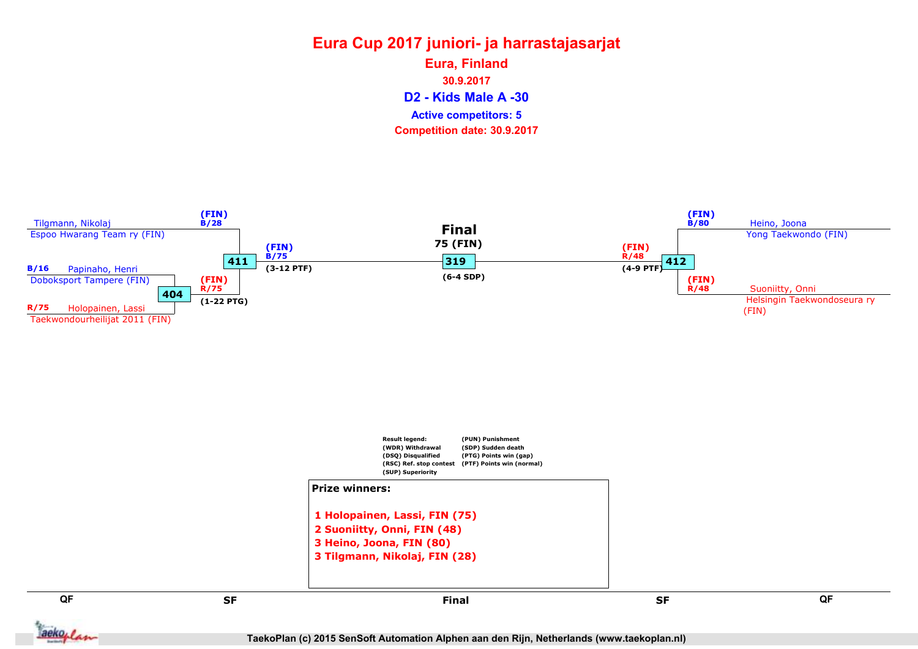# Eura Cup 2017 juniori- ja harrastajasarjat

## Eura, Finland

**30.9.2017**

## D2 - Kids Male A -30

**Active competitors: 5**

**Competition date: 30.9.2017**

**Final**

**75 (FIN)**

| Match | Competitors | Winner | Result |
|---|---|---|---|
| 404 (QF) | B/16 Papinaho, Henri – Doboksport Tampere (FIN) vs R/75 Holopainen, Lassi – Taekwondourheilijat 2011 (FIN) | (FIN) R/75 | (1-22 PTG) |
| 411 (SF) | Tilgmann, Nikolaj – Espoo Hwarang Team ry (FIN) (FIN) B/28 vs (FIN) R/75 | (FIN) B/75 | (3-12 PTF) |
| 412 (SF) | Heino, Joona – Yong Taekwondo (FIN) (FIN) B/80 vs Suoniitty, Onni – Helsingin Taekwondoseura ry (FIN) (FIN) R/48 | (FIN) R/48 | (4-9 PTF) |
| 319 (Final) | (FIN) B/75 vs (FIN) R/48 | 75 (FIN) | (6-4 SDP) |

Result legend:
- (WDR) Withdrawal
- (DSQ) Disqualified
- (RSC) Ref. stop contest
- (SUP) Superiority
- (PUN) Punishment
- (SDP) Sudden death
- (PTG) Points win (gap)
- (PTF) Points win (normal)

**Prize winners:**

1. **Holopainen, Lassi, FIN (75)**
2. **Suoniitty, Onni, FIN (48)**
3. **Heino, Joona, FIN (80)**
3. **Tilgmann, Nikolaj, FIN (28)**

QF | SF | Final | SF | QF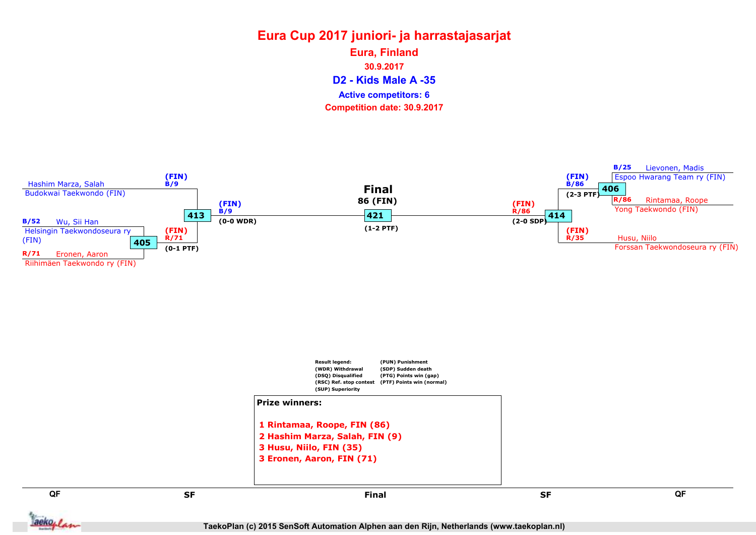# Eura Cup 2017 juniori- ja harrastajasarjat

**Eura, Finland**

**30.9.2017**

## D2 - Kids Male A -35

**Active competitors: 6**

**Competition date: 30.9.2017**

Hashim Marza, Salah
Budokwai Taekwondo (FIN)

B/52 Wu, Sii Han
Helsingin Taekwondoseura ry (FIN)

405

R/71 Eronen, Aaron
Riihimäen Taekwondo ry (FIN)

(FIN) B/9

(FIN) R/71
(0-1 PTF)

413

(FIN) B/9
(0-0 WDR)

**Final**
**86 (FIN)**

421

(1-2 PTF)

(FIN) R/86
(2-0 SDP)

414

(FIN) B/86
(2-3 PTF)

406

B/25 Lievonen, Madis
Espoo Hwarang Team ry (FIN)

R/86 Rintamaa, Roope
Yong Taekwondo (FIN)

(FIN) R/35
Husu, Niilo
Forssan Taekwondoseura ry (FIN)

Result legend:
(WDR) Withdrawal
(DSQ) Disqualified
(RSC) Ref. stop contest
(SUP) Superiority
(PUN) Punishment
(SDP) Sudden death
(PTG) Points win (gap)
(PTF) Points win (normal)

**Prize winners:**

1 Rintamaa, Roope, FIN (86)
2 Hashim Marza, Salah, FIN (9)
3 Husu, Niilo, FIN (35)
3 Eronen, Aaron, FIN (71)

QF | SF | Final | SF | QF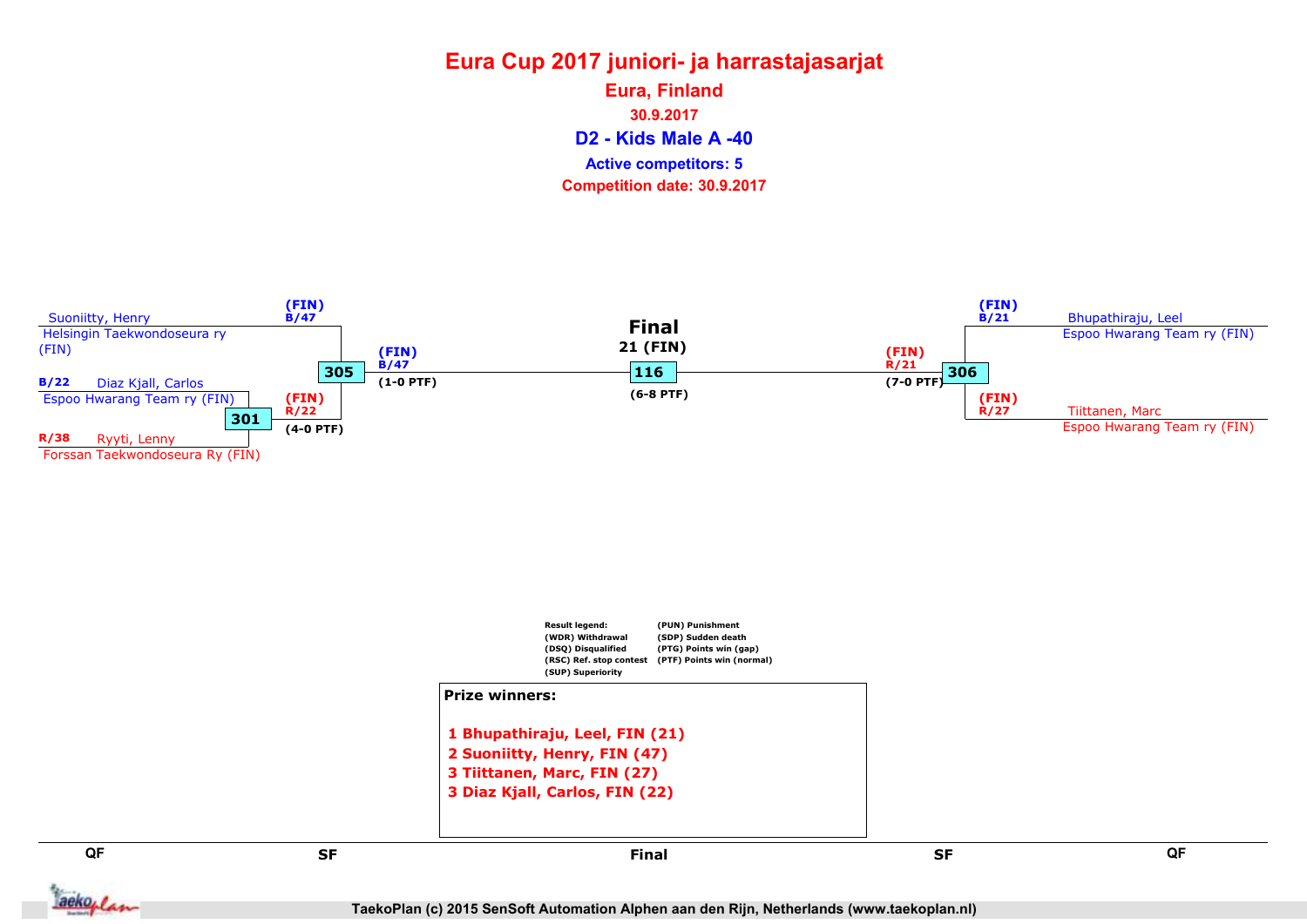# Eura Cup 2017 juniori- ja harrastajasarjat

## Eura, Finland

**30.9.2017**

## D2 - Kids Male A -40

**Active competitors: 5**

**Competition date: 30.9.2017**

Suoniitty, Henry
Helsingin Taekwondoseura ry (FIN)

(FIN) B/47

B/22 Diaz Kjall, Carlos
Espoo Hwarang Team ry (FIN)

301

(FIN) R/22
(4-0 PTF)

R/38 Ryyti, Lenny
Forssan Taekwondoseura Ry (FIN)

305

(FIN) B/47
(1-0 PTF)

**Final**
21 (FIN)

116

(6-8 PTF)

(FIN) R/21
(7-0 PTF)

306

(FIN) B/21
Bhupathiraju, Leel
Espoo Hwarang Team ry (FIN)

(FIN) R/27
Tiittanen, Marc
Espoo Hwarang Team ry (FIN)

Result legend:
(WDR) Withdrawal
(DSQ) Disqualified
(RSC) Ref. stop contest
(SUP) Superiority
(PUN) Punishment
(SDP) Sudden death
(PTG) Points win (gap)
(PTF) Points win (normal)

**Prize winners:**

1. Bhupathiraju, Leel, FIN (21)
2. Suoniitty, Henry, FIN (47)
3. Tiittanen, Marc, FIN (27)
3. Diaz Kjall, Carlos, FIN (22)

QF SF Final SF QF

TaekoPlan (c) 2015 SenSoft Automation Alphen aan den Rijn, Netherlands (www.taekoplan.nl)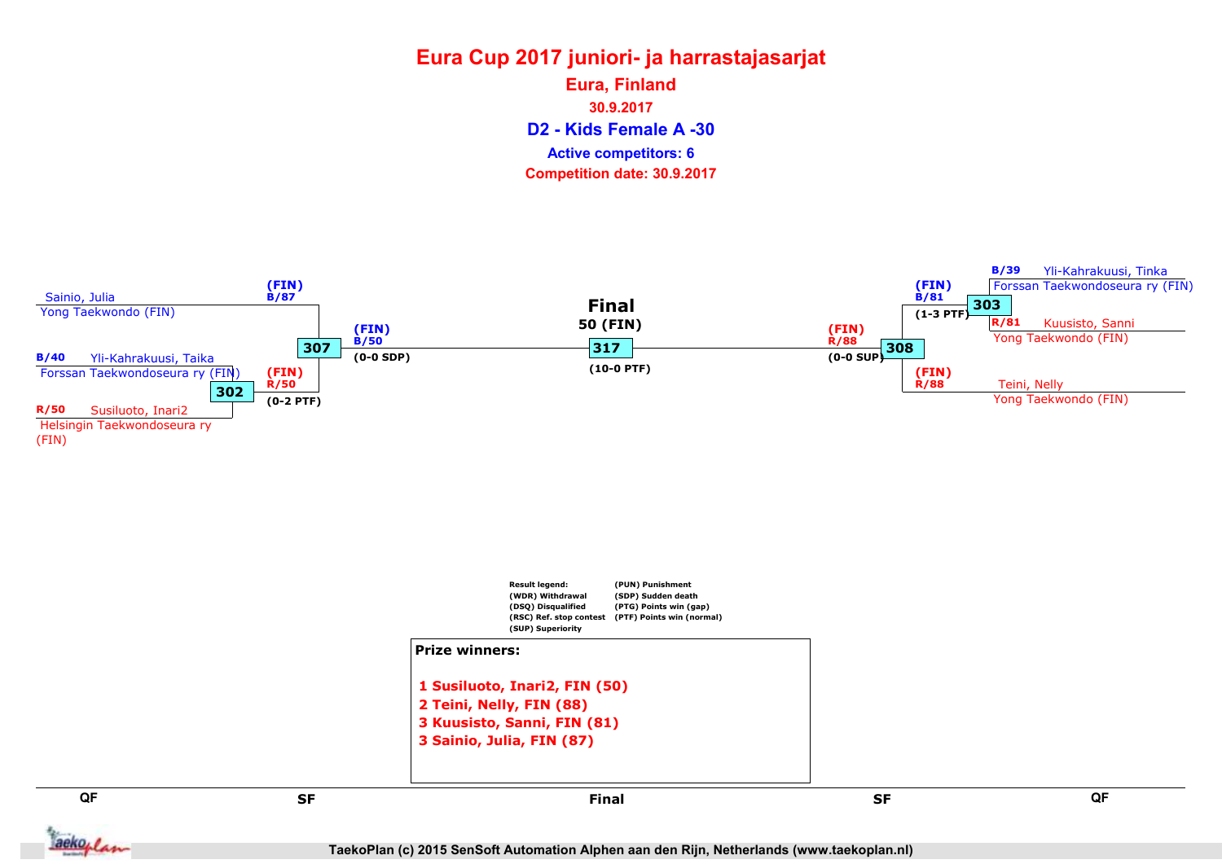# Eura Cup 2017 juniori- ja harrastajasarjat

## Eura, Finland

**30.9.2017**

## D2 - Kids Female A -30

**Active competitors: 6**

**Competition date: 30.9.2017**

### QF

- B/40 Yli-Kahrakuusi, Taika — Forssan Taekwondoseura ry (FIN)
- R/50 Susiluoto, Inari2 — Helsingin Taekwondoseura ry (FIN)
- Match 302: (FIN) R/50 (0-2 PTF)

- B/39 Yli-Kahrakuusi, Tinka — Forssan Taekwondoseura ry (FIN)
- R/81 Kuusisto, Sanni — Yong Taekwondo (FIN)
- Match 303: (FIN) B/81 (1-3 PTF)

### SF

- Sainio, Julia — Yong Taekwondo (FIN) — (FIN) B/87
- Match 307: (FIN) B/50 (0-0 SDP)

- Teini, Nelly — Yong Taekwondo (FIN) — (FIN) R/88
- Match 308: (FIN) R/88 (0-0 SUP)

### Final

**50 (FIN)**

Match 317: (10-0 PTF)

Result legend:
- (WDR) Withdrawal
- (DSQ) Disqualified
- (RSC) Ref. stop contest
- (SUP) Superiority
- (PUN) Punishment
- (SDP) Sudden death
- (PTG) Points win (gap)
- (PTF) Points win (normal)

**Prize winners:**

1 Susiluoto, Inari2, FIN (50)
2 Teini, Nelly, FIN (88)
3 Kuusisto, Sanni, FIN (81)
3 Sainio, Julia, FIN (87)

QF | SF | Final | SF | QF

TaekoPlan (c) 2015 SenSoft Automation Alphen aan den Rijn, Netherlands (www.taekoplan.nl)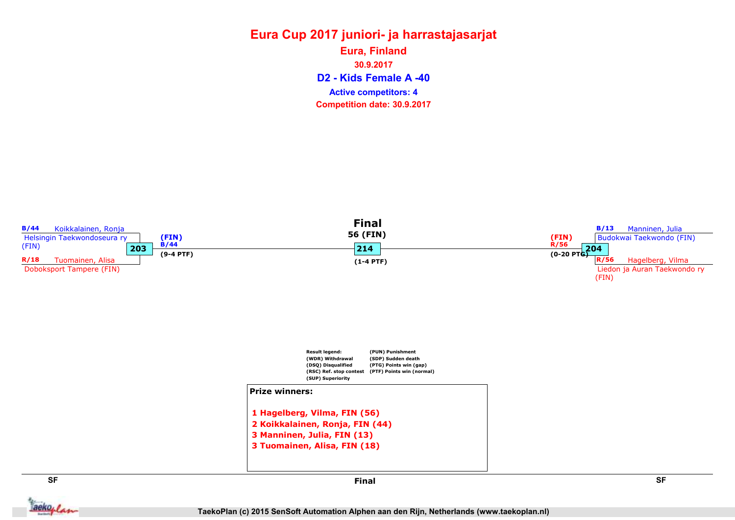# Eura Cup 2017 juniori- ja harrastajasarjat

## Eura, Finland

**30.9.2017**

## D2 - Kids Female A -40

**Active competitors: 4**

**Competition date: 30.9.2017**

### SF

B/44 Koikkalainen, Ronja
Helsingin Taekwondoseura ry (FIN)

**203**

R/18 Tuomainen, Alisa
Doboksport Tampere (FIN)

(FIN)
B/44
(9-4 PTF)

### Final

56 (FIN)

**214**

(1-4 PTF)

### SF

B/13 Manninen, Julia
Budokwai Taekwondo (FIN)

**204**

R/56 Hagelberg, Vilma
Liedon ja Auran Taekwondo ry (FIN)

(FIN)
R/56
(0-20 PTG)

**Result legend:**

| | |
|---|---|
| (WDR) Withdrawal | (PUN) Punishment |
| (DSQ) Disqualified | (SDP) Sudden death |
| (RSC) Ref. stop contest | (PTG) Points win (gap) |
| (SUP) Superiority | (PTF) Points win (normal) |

**Prize winners:**

1 Hagelberg, Vilma, FIN (56)
2 Koikkalainen, Ronja, FIN (44)
3 Manninen, Julia, FIN (13)
3 Tuomainen, Alisa, FIN (18)

TaekoPlan (c) 2015 SenSoft Automation Alphen aan den Rijn, Netherlands (www.taekoplan.nl)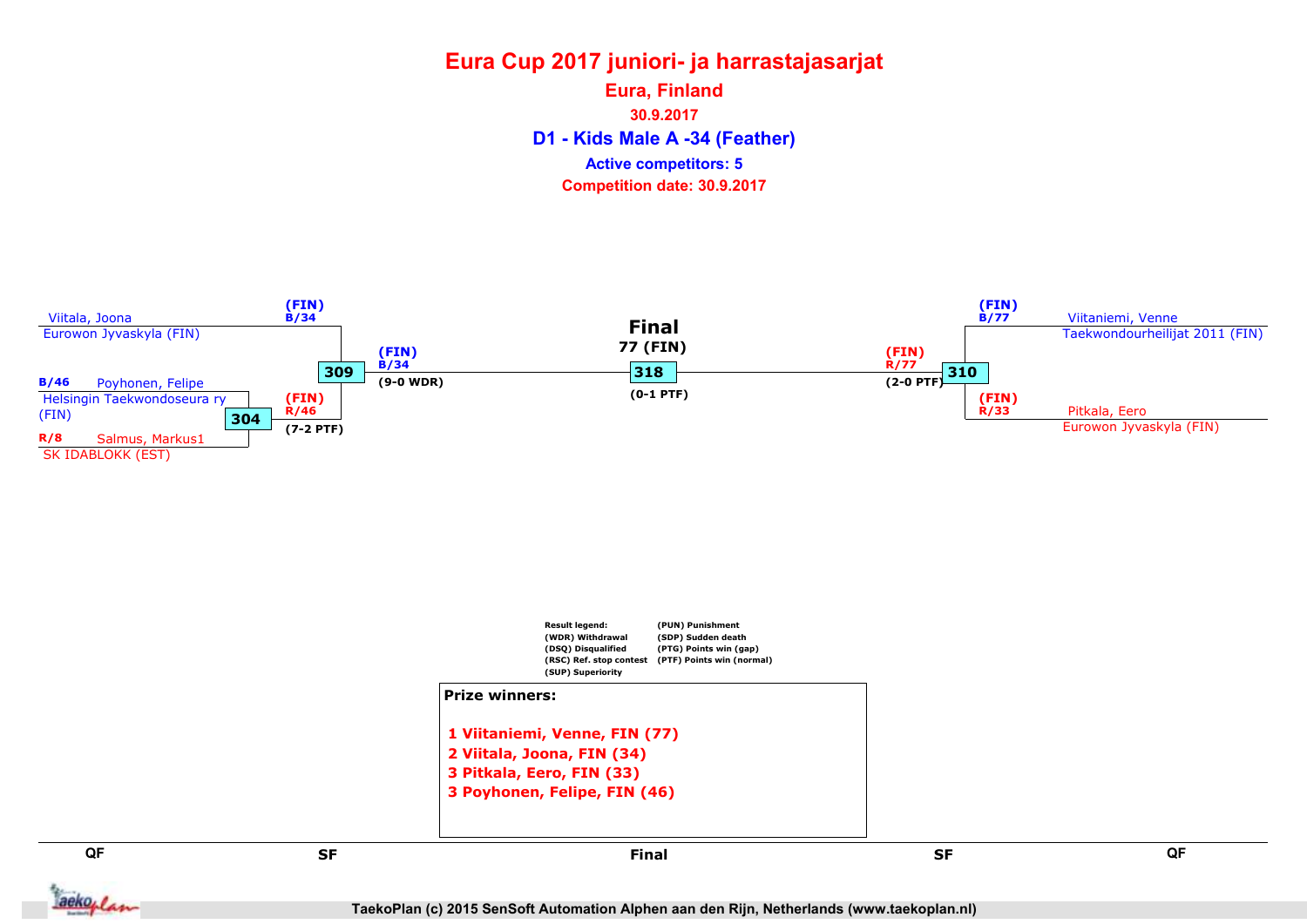# Eura Cup 2017 juniori- ja harrastajasarjat

## Eura, Finland

30.9.2017

## D1 - Kids Male A -34 (Feather)

Active competitors: 5

Competition date: 30.9.2017

Viitala, Joona
Eurowon Jyvaskyla (FIN)

(FIN)
B/34

B/46 Poyhonen, Felipe
Helsingin Taekwondoseura ry (FIN)

304

R/8 Salmus, Markus1
SK IDABLOKK (EST)

(FIN)
R/46
(7-2 PTF)

309

(FIN)
B/34
(9-0 WDR)

**Final**
77 (FIN)

318

(0-1 PTF)

(FIN)
R/77
(2-0 PTF)

310

(FIN)
B/77
Viitaniemi, Venne
Taekwondourheilijat 2011 (FIN)

(FIN)
R/33
Pitkala, Eero
Eurowon Jyvaskyla (FIN)

Result legend:
(WDR) Withdrawal
(DSQ) Disqualified
(RSC) Ref. stop contest
(SUP) Superiority
(PUN) Punishment
(SDP) Sudden death
(PTG) Points win (gap)
(PTF) Points win (normal)

**Prize winners:**

1 Viitaniemi, Venne, FIN (77)
2 Viitala, Joona, FIN (34)
3 Pitkala, Eero, FIN (33)
3 Poyhonen, Felipe, FIN (46)

QF | SF | Final | SF | QF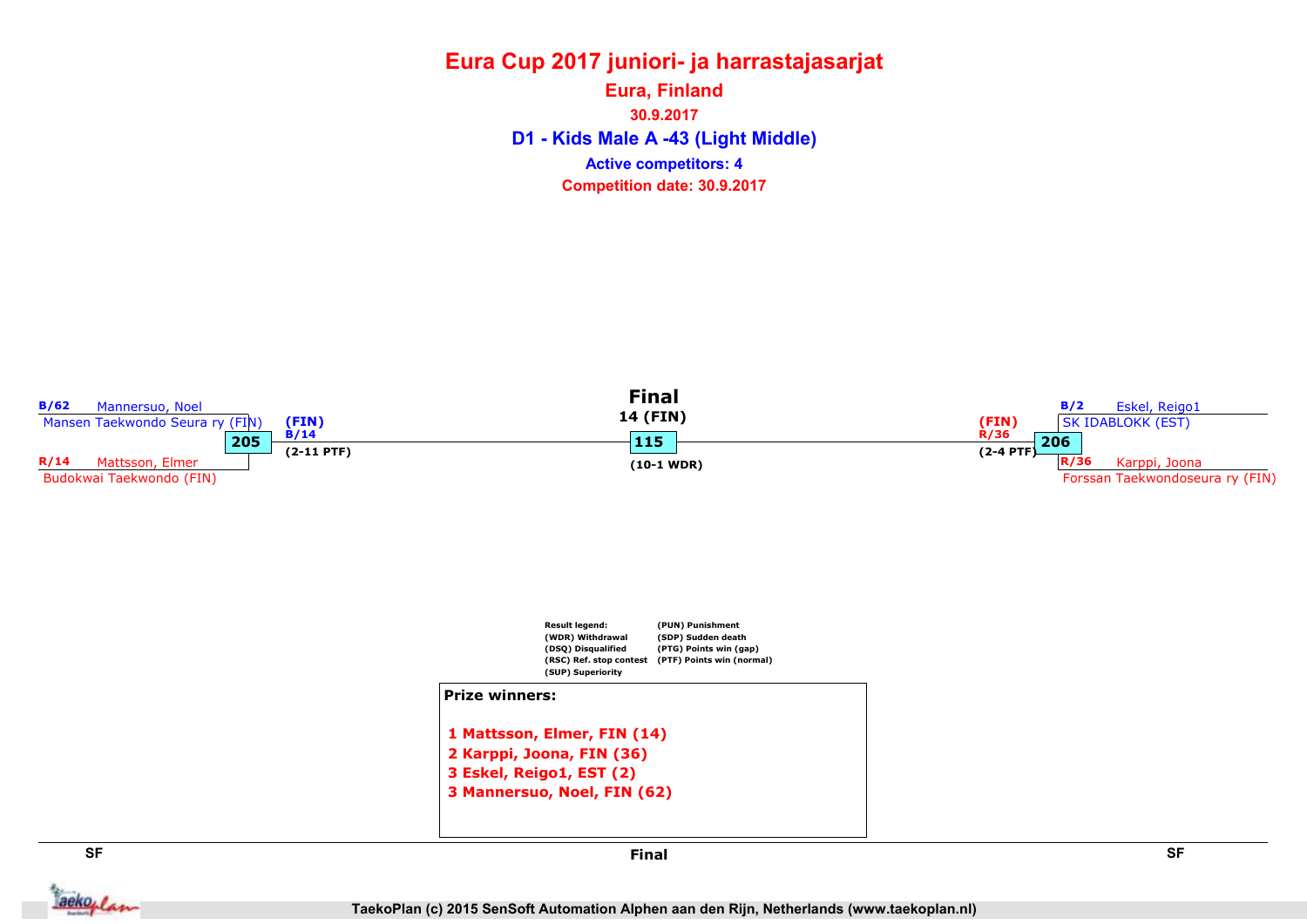# Eura Cup 2017 juniori- ja harrastajasarjat

## Eura, Finland

**30.9.2017**

## D1 - Kids Male A -43 (Light Middle)

**Active competitors: 4**

**Competition date: 30.9.2017**

**B/62** Mannersuo, Noel
Mansen Taekwondo Seura ry (FIN)

**205**

**R/14** Mattsson, Elmer
Budokwai Taekwondo (FIN)

**(FIN)**
**B/14**
**(2-11 PTF)**

**Final**
**14 (FIN)**
**115**
**(10-1 WDR)**

**(FIN)**
**R/36**
**(2-4 PTF)**

**206**

**B/2** Eskel, Reigo1
SK IDABLOKK (EST)

**R/36** Karppi, Joona
Forssan Taekwondoseura ry (FIN)

Result legend:
(WDR) Withdrawal
(DSQ) Disqualified
(RSC) Ref. stop contest
(SUP) Superiority
(PUN) Punishment
(SDP) Sudden death
(PTG) Points win (gap)
(PTF) Points win (normal)

**Prize winners:**

1. **Mattsson, Elmer, FIN (14)**
2. **Karppi, Joona, FIN (36)**
3. **Eskel, Reigo1, EST (2)**
3. **Mannersuo, Noel, FIN (62)**

SF | Final | SF

TaekoPlan (c) 2015 SenSoft Automation Alphen aan den Rijn, Netherlands (www.taekoplan.nl)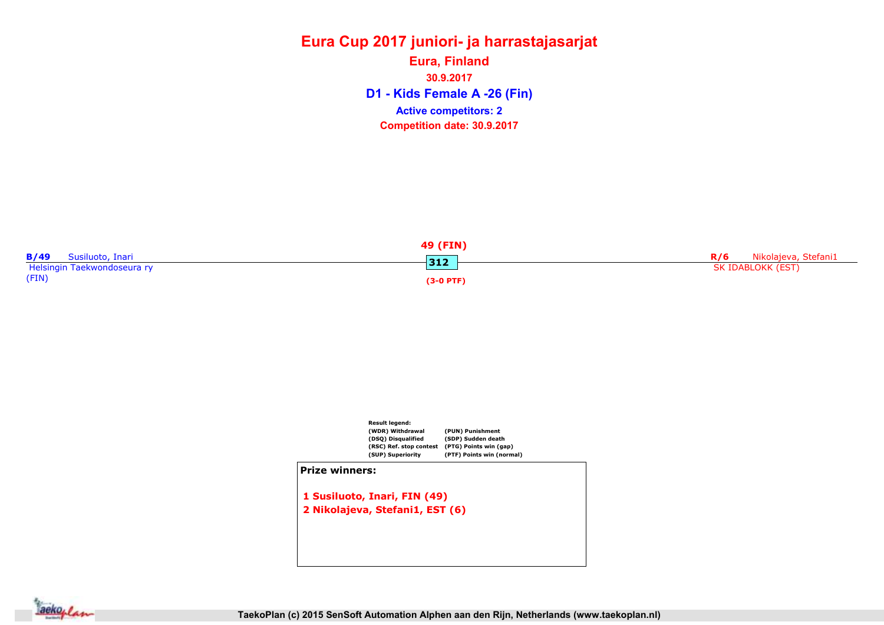# Eura Cup 2017 juniori- ja harrastajasarjat

## Eura, Finland

30.9.2017

## D1 - Kids Female A -26 (Fin)

**Active competitors: 2**

**Competition date: 30.9.2017**

**B/49** Susiluoto, Inari
Helsingin Taekwondoseura ry
(FIN)

**49 (FIN)**

**312**

**(3-0 PTF)**

**R/6** Nikolajeva, Stefani1
SK IDABLOKK (EST)

**Result legend:**

| | |
|---|---|
| (WDR) Withdrawal | (PUN) Punishment |
| (DSQ) Disqualified | (SDP) Sudden death |
| (RSC) Ref. stop contest | (PTG) Points win (gap) |
| (SUP) Superiority | (PTF) Points win (normal) |

**Prize winners:**

1 Susiluoto, Inari, FIN (49)
2 Nikolajeva, Stefani1, EST (6)

TaekoPlan (c) 2015 SenSoft Automation Alphen aan den Rijn, Netherlands (www.taekoplan.nl)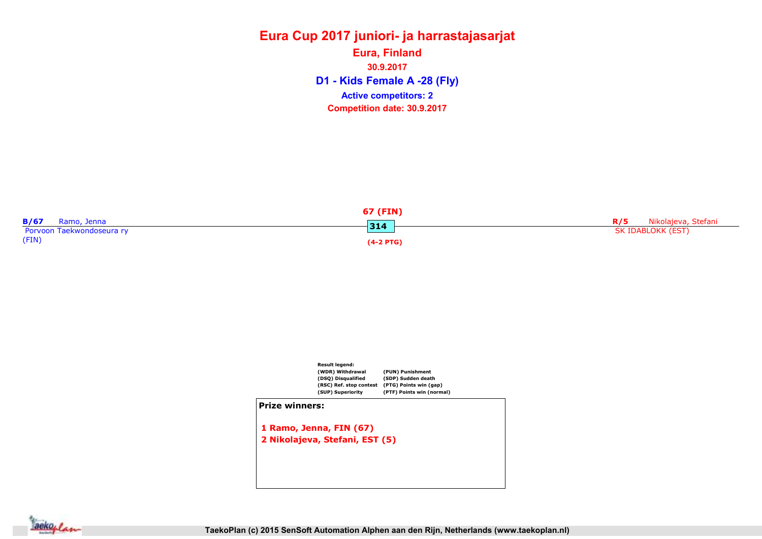# Eura Cup 2017 juniori- ja harrastajasarjat

## Eura, Finland

30.9.2017

## D1 - Kids Female A -28 (Fly)

**Active competitors: 2**

**Competition date: 30.9.2017**

**B/67** Ramo, Jenna
Porvoon Taekwondoseura ry
(FIN)

**67 (FIN)**

**314**

**(4-2 PTG)**

**R/5** Nikolajeva, Stefani
SK IDABLOKK (EST)

**Result legend:**

| | |
|---|---|
| (WDR) Withdrawal | (PUN) Punishment |
| (DSQ) Disqualified | (SDP) Sudden death |
| (RSC) Ref. stop contest | (PTG) Points win (gap) |
| (SUP) Superiority | (PTF) Points win (normal) |

**Prize winners:**

1 Ramo, Jenna, FIN (67)
2 Nikolajeva, Stefani, EST (5)

TaekoPlan (c) 2015 SenSoft Automation Alphen aan den Rijn, Netherlands (www.taekoplan.nl)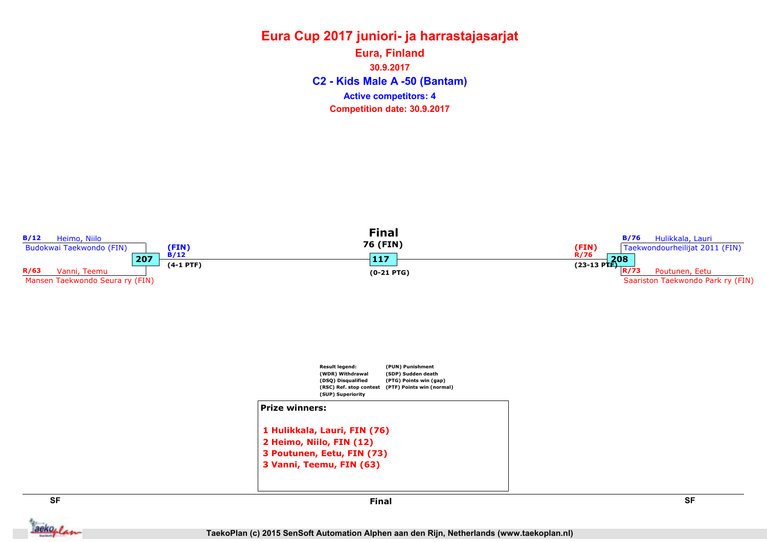# Eura Cup 2017 juniori- ja harrastajasarjat

## Eura, Finland

**30.9.2017**

## C2 - Kids Male A -50 (Bantam)

**Active competitors: 4**

**Competition date: 30.9.2017**

### SF

**B/12** Heimo, Niilo
Budokwai Taekwondo (FIN)

**207**

**R/63** Vanni, Teemu
Mansen Taekwondo Seura ry (FIN)

Winner: (FIN) B/12 (4-1 PTF)

### Final

**76 (FIN)**

**117**

(0-21 PTG)

### SF

**B/76** Hulikkala, Lauri
Taekwondourheilijat 2011 (FIN)

**208**

**R/73** Poutunen, Eetu
Saariston Taekwondo Park ry (FIN)

Winner: (FIN) R/76 (23-13 PTF)

**Result legend:**
(WDR) Withdrawal
(DSQ) Disqualified
(RSC) Ref. stop contest
(SUP) Superiority
(PUN) Punishment
(SDP) Sudden death
(PTG) Points win (gap)
(PTF) Points win (normal)

**Prize winners:**

1 Hulikkala, Lauri, FIN (76)
2 Heimo, Niilo, FIN (12)
3 Poutunen, Eetu, FIN (73)
3 Vanni, Teemu, FIN (63)

SF | Final | SF

TaekoPlan (c) 2015 SenSoft Automation Alphen aan den Rijn, Netherlands (www.taekoplan.nl)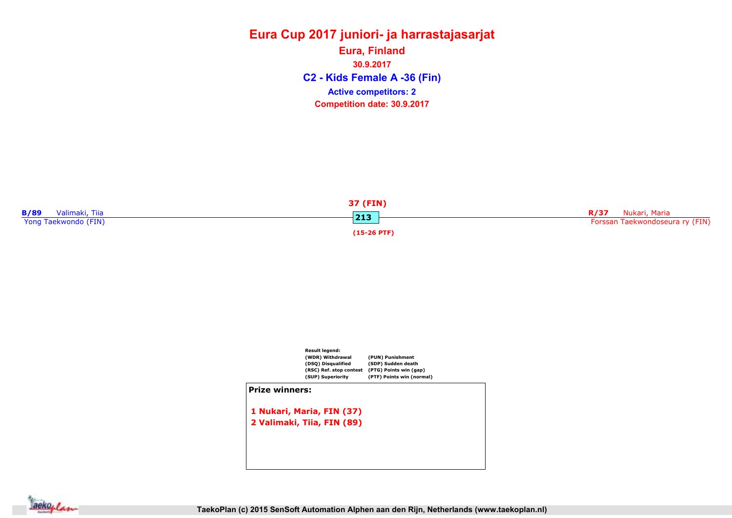# Eura Cup 2017 juniori- ja harrastajasarjat

## Eura, Finland

30.9.2017

## C2 - Kids Female A -36 (Fin)

**Active competitors: 2**

**Competition date: 30.9.2017**

**B/89** Valimaki, Tiia
Yong Taekwondo (FIN)

37 (FIN)
213
(15-26 PTF)

**R/37** Nukari, Maria
Forssan Taekwondoseura ry (FIN)

Result legend:

| | |
|---|---|
| (WDR) Withdrawal | (PUN) Punishment |
| (DSQ) Disqualified | (SDP) Sudden death |
| (RSC) Ref. stop contest | (PTG) Points win (gap) |
| (SUP) Superiority | (PTF) Points win (normal) |

**Prize winners:**

1 Nukari, Maria, FIN (37)
2 Valimaki, Tiia, FIN (89)

TaekoPlan (c) 2015 SenSoft Automation Alphen aan den Rijn, Netherlands (www.taekoplan.nl)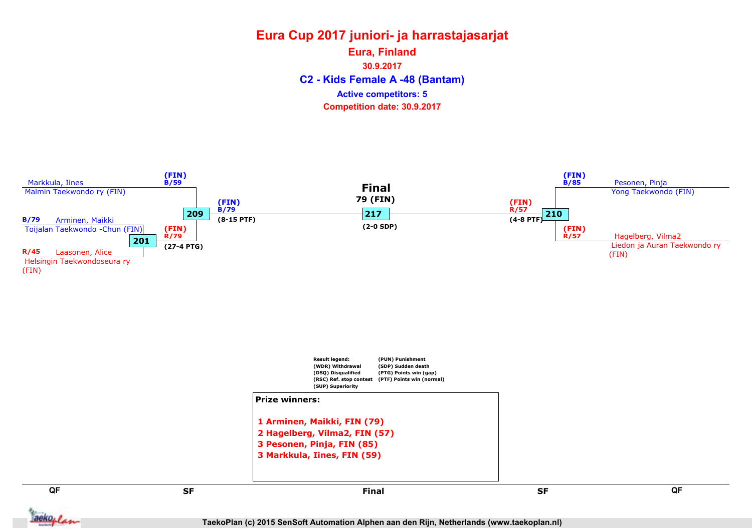# Eura Cup 2017 juniori- ja harrastajasarjat

## Eura, Finland

30.9.2017

## C2 - Kids Female A -48 (Bantam)

Active competitors: 5

Competition date: 30.9.2017

Markkula, Iines
Malmin Taekwondo ry (FIN)
(FIN)
B/59

B/79 Arminen, Maikki
Toijalan Taekwondo -Chun (FIN)

201

R/45 Laasonen, Alice
Helsingin Taekwondoseura ry (FIN)

(FIN)
R/79
(27-4 PTG)

209

(FIN)
B/79
(8-15 PTF)

**Final**
79 (FIN)

217

(2-0 SDP)

(FIN)
R/57
(4-8 PTF)

210

(FIN)
B/85
Pesonen, Pinja
Yong Taekwondo (FIN)

(FIN)
R/57
Hagelberg, Vilma2
Liedon ja Auran Taekwondo ry (FIN)

Result legend:
(WDR) Withdrawal
(DSQ) Disqualified
(RSC) Ref. stop contest
(SUP) Superiority
(PUN) Punishment
(SDP) Sudden death
(PTG) Points win (gap)
(PTF) Points win (normal)

**Prize winners:**

1 Arminen, Maikki, FIN (79)
2 Hagelberg, Vilma2, FIN (57)
3 Pesonen, Pinja, FIN (85)
3 Markkula, Iines, FIN (59)

QF | SF | Final | SF | QF

TaekoPlan (c) 2015 SenSoft Automation Alphen aan den Rijn, Netherlands (www.taekoplan.nl)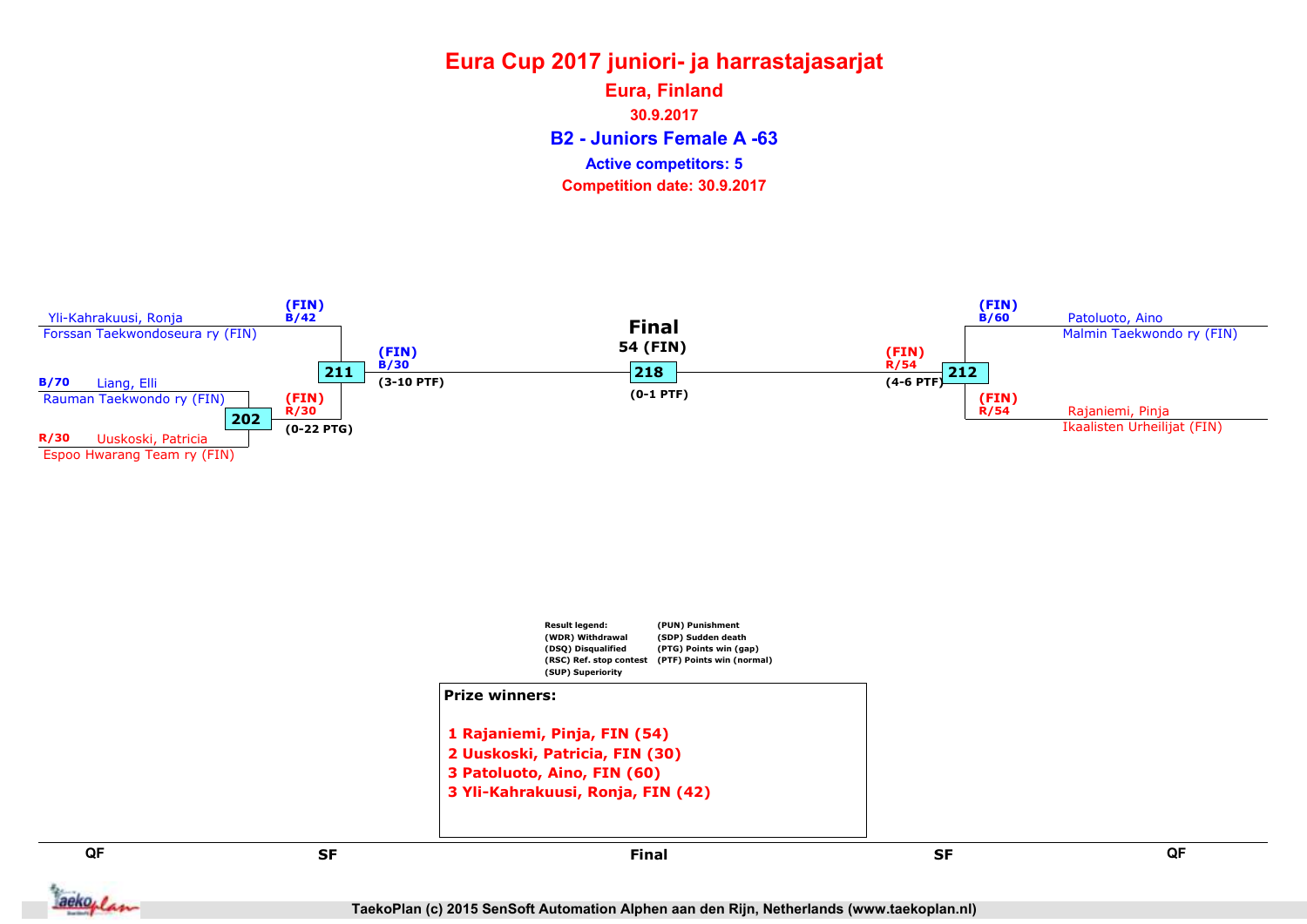# Eura Cup 2017 juniori- ja harrastajasarjat

**Eura, Finland**

**30.9.2017**

## B2 - Juniors Female A -63

**Active competitors: 5**

**Competition date: 30.9.2017**

Yli-Kahrakuusi, Ronja
Forssan Taekwondoseura ry (FIN)

(FIN)
B/42

B/70 Liang, Elli
Rauman Taekwondo ry (FIN)

202

R/30 Uuskoski, Patricia
Espoo Hwarang Team ry (FIN)

(FIN)
R/30
(0-22 PTG)

211

(FIN)
B/30
(3-10 PTF)

**Final**
**54 (FIN)**

218

(0-1 PTF)

(FIN)
R/54
(4-6 PTF)

212

(FIN)
B/60

Patoluoto, Aino
Malmin Taekwondo ry (FIN)

(FIN)
R/54

Rajaniemi, Pinja
Ikaalisten Urheilijat (FIN)

Result legend:
(WDR) Withdrawal
(DSQ) Disqualified
(RSC) Ref. stop contest
(SUP) Superiority
(PUN) Punishment
(SDP) Sudden death
(PTG) Points win (gap)
(PTF) Points win (normal)

**Prize winners:**

1. Rajaniemi, Pinja, FIN (54)
2. Uuskoski, Patricia, FIN (30)
3. Patoluoto, Aino, FIN (60)
3. Yli-Kahrakuusi, Ronja, FIN (42)

QF | SF | Final | SF | QF

TaekoPlan (c) 2015 SenSoft Automation Alphen aan den Rijn, Netherlands (www.taekoplan.nl)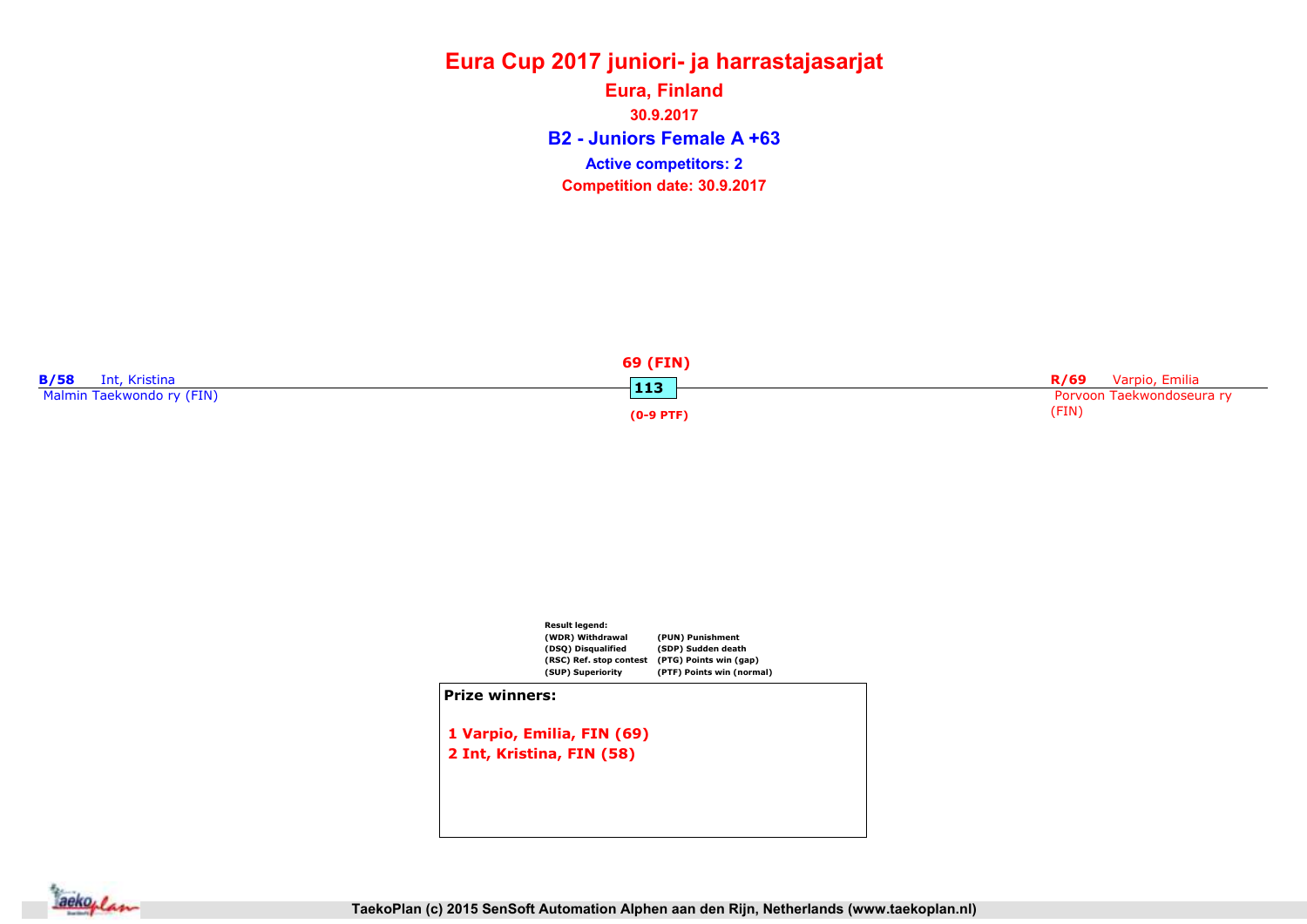# Eura Cup 2017 juniori- ja harrastajasarjat

## Eura, Finland

30.9.2017

### B2 - Juniors Female A +63

**Active competitors: 2**

**Competition date: 30.9.2017**

**B/58** Int, Kristina
Malmin Taekwondo ry (FIN)

**69 (FIN)**
**113**
**(0-9 PTF)**

**R/69** Varpio, Emilia
Porvoon Taekwondoseura ry (FIN)

Result legend:

| | |
|---|---|
| (WDR) Withdrawal | (PUN) Punishment |
| (DSQ) Disqualified | (SDP) Sudden death |
| (RSC) Ref. stop contest | (PTG) Points win (gap) |
| (SUP) Superiority | (PTF) Points win (normal) |

**Prize winners:**

**1 Varpio, Emilia, FIN (69)**
**2 Int, Kristina, FIN (58)**

TaekoPlan (c) 2015 SenSoft Automation Alphen aan den Rijn, Netherlands (www.taekoplan.nl)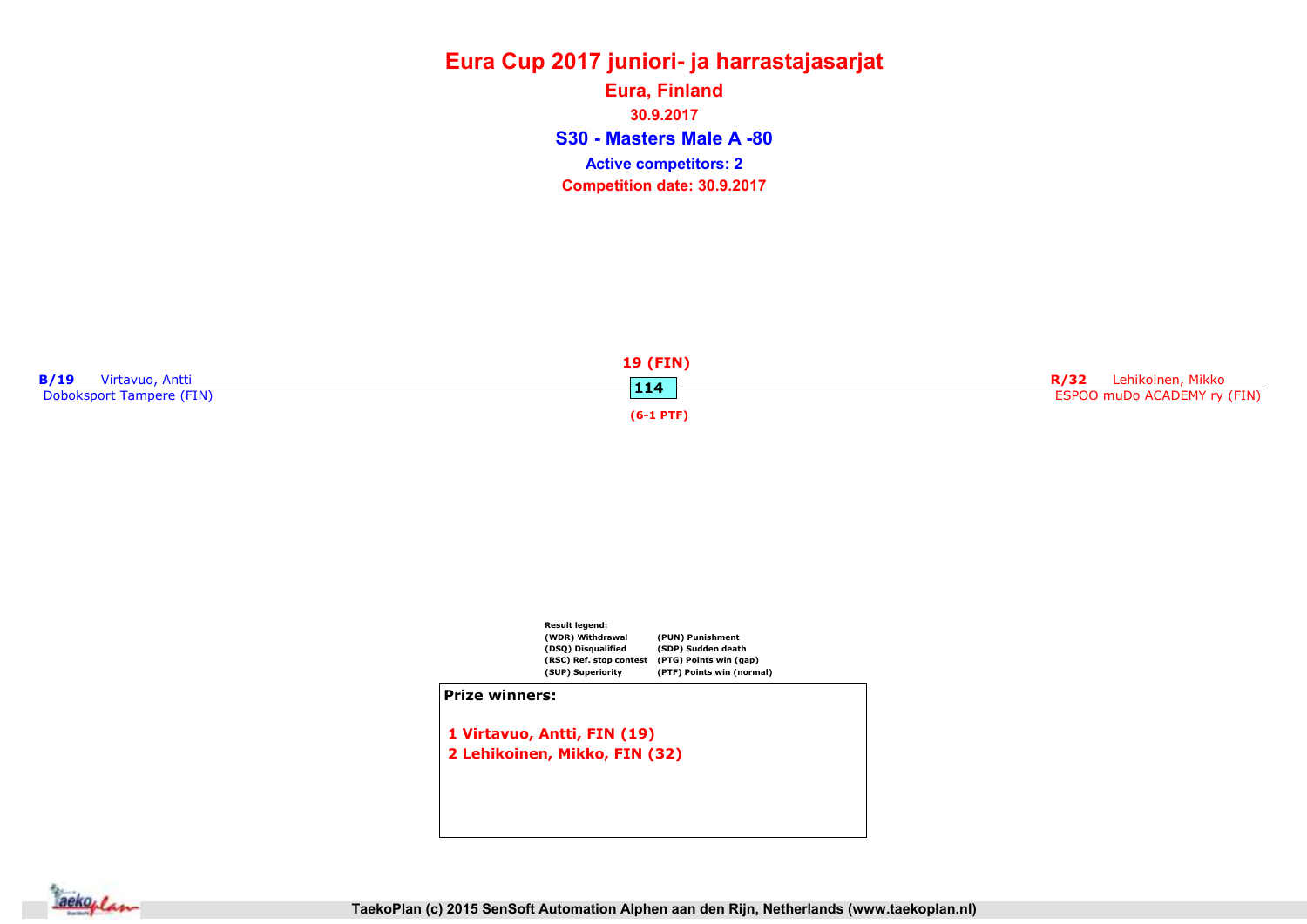# Eura Cup 2017 juniori- ja harrastajasarjat

## Eura, Finland

30.9.2017

## S30 - Masters Male A -80

**Active competitors: 2**

**Competition date: 30.9.2017**

**B/19** Virtavuo, Antti
Doboksport Tampere (FIN)

**19 (FIN)**
**114**
**(6-1 PTF)**

**R/32** Lehikoinen, Mikko
ESPOO muDo ACADEMY ry (FIN)

**Result legend:**

| | |
|---|---|
| (WDR) Withdrawal | (PUN) Punishment |
| (DSQ) Disqualified | (SDP) Sudden death |
| (RSC) Ref. stop contest | (PTG) Points win (gap) |
| (SUP) Superiority | (PTF) Points win (normal) |

**Prize winners:**

1 Virtavuo, Antti, FIN (19)
2 Lehikoinen, Mikko, FIN (32)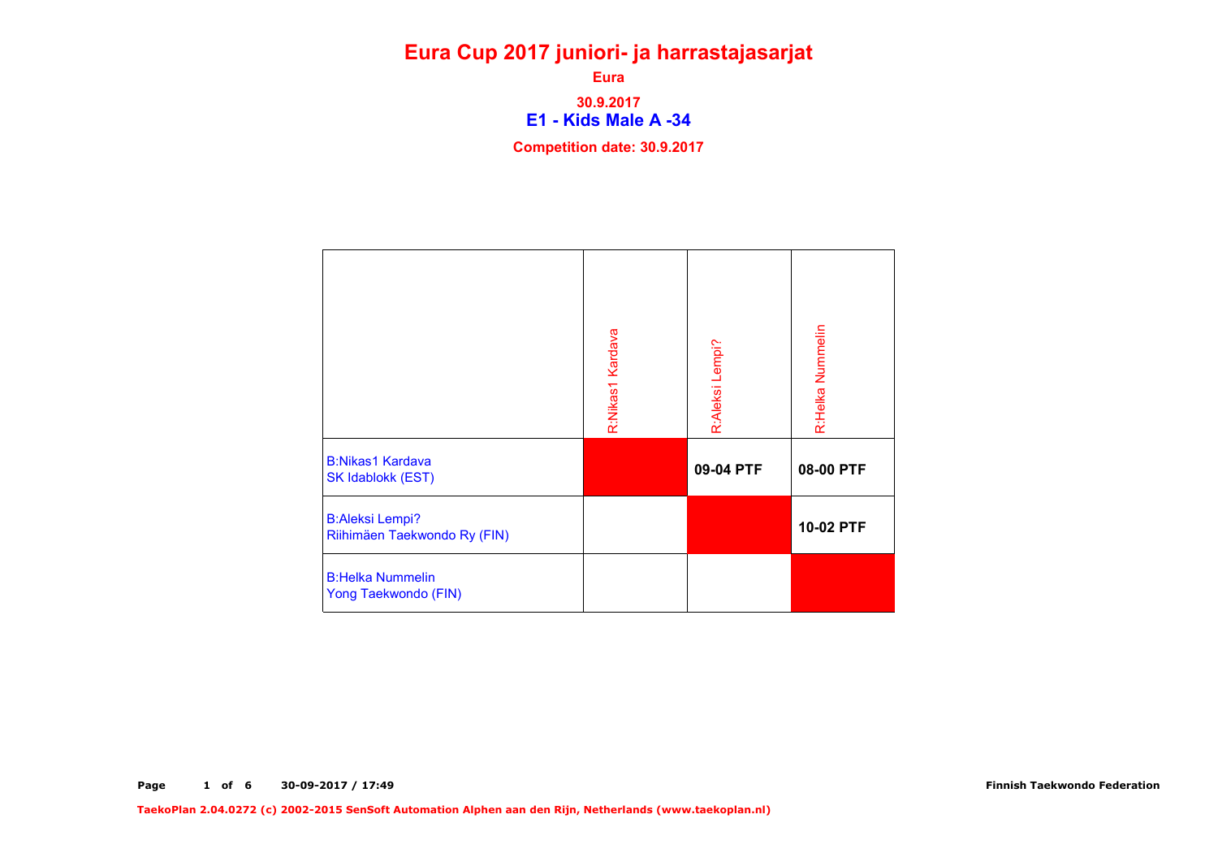# Eura Cup 2017 juniori- ja harrastajasarjat

**Eura**

**30.9.2017**

## E1 - Kids Male A -34

**Competition date: 30.9.2017**

| | R:Nikas1 Kardava | R:Aleksi Lempi? | R:Helka Nummelin |
|---|---|---|---|
| B:Nikas1 Kardava<br>SK Idablokk (EST) | | **09-04 PTF** | **08-00 PTF** |
| B:Aleksi Lempi?<br>Riihimäen Taekwondo Ry (FIN) | | | **10-02 PTF** |
| B:Helka Nummelin<br>Yong Taekwondo (FIN) | | | |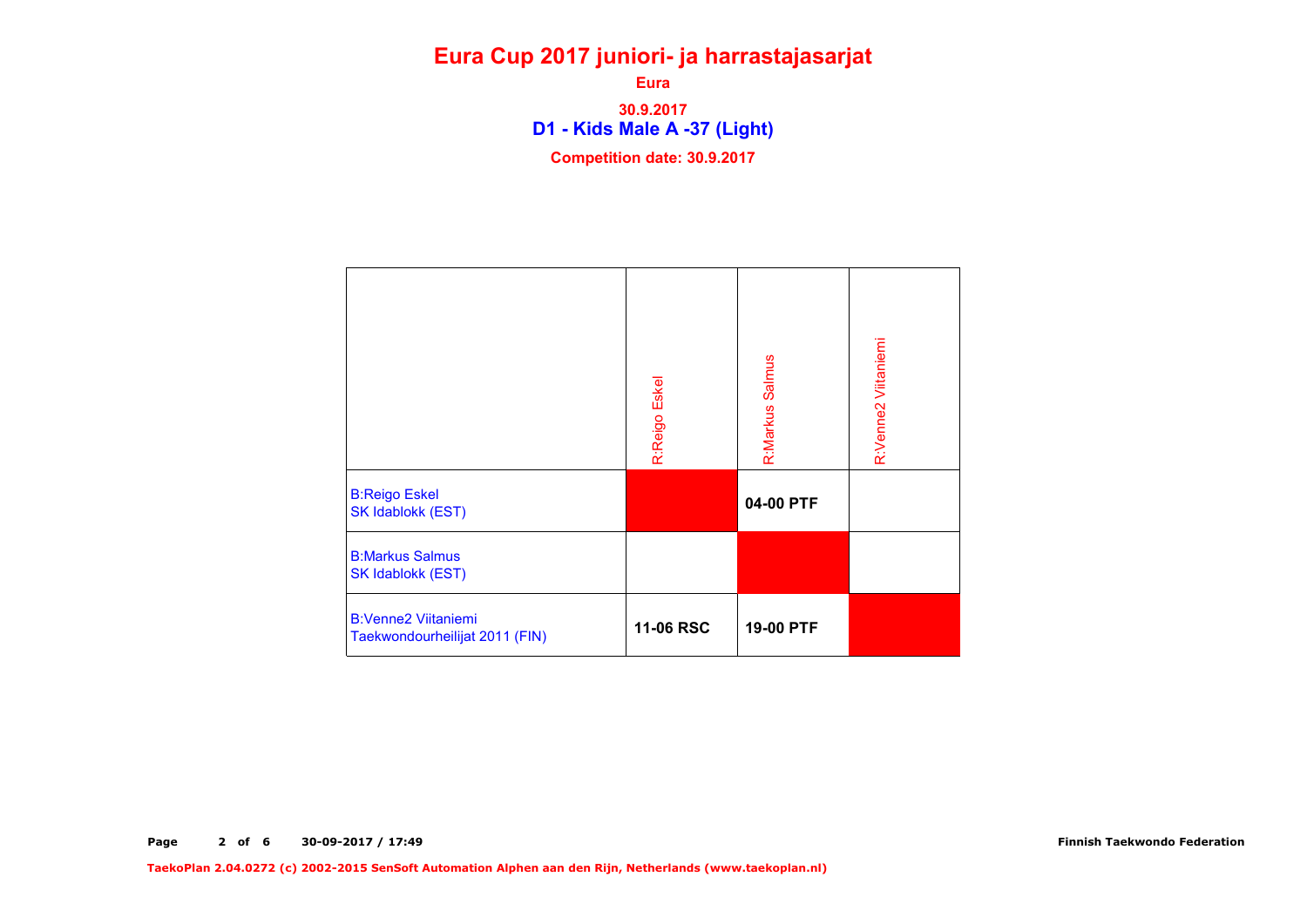# Eura Cup 2017 juniori- ja harrastajasarjat

**Eura**

**30.9.2017**

## D1 - Kids Male A -37 (Light)

**Competition date: 30.9.2017**

| | R:Reigo Eskel | R:Markus Salmus | R:Venne2 Viitaniemi |
|---|---|---|---|
| B:Reigo Eskel<br>SK Idablokk (EST) | | **04-00 PTF** | |
| B:Markus Salmus<br>SK Idablokk (EST) | | | |
| B:Venne2 Viitaniemi<br>Taekwondourheilijat 2011 (FIN) | **11-06 RSC** | **19-00 PTF** | |

Finnish Taekwondo Federation

TaekoPlan 2.04.0272 (c) 2002-2015 SenSoft Automation Alphen aan den Rijn, Netherlands (www.taekoplan.nl)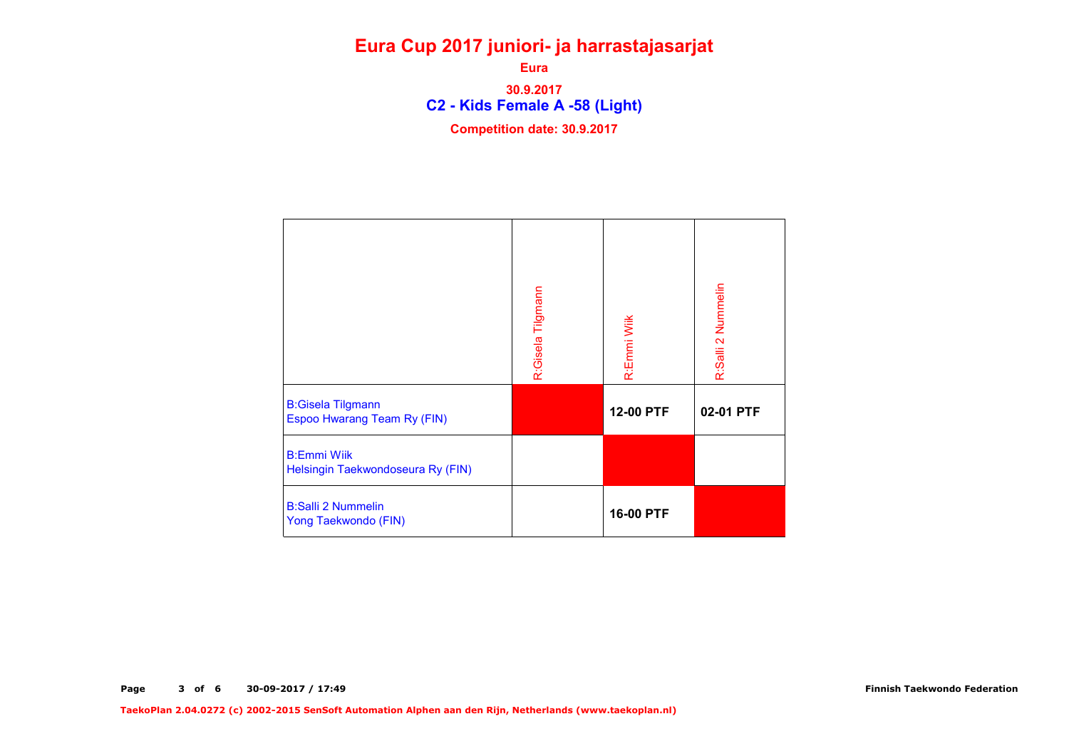# Eura Cup 2017 juniori- ja harrastajasarjat

**Eura**

**30.9.2017**

## C2 - Kids Female A -58 (Light)

**Competition date: 30.9.2017**

| | R:Gisela Tilgmann | R:Emmi Wiik | R:Salli 2 Nummelin |
|---|---|---|---|
| B:Gisela Tilgmann<br>Espoo Hwarang Team Ry (FIN) | | **12-00 PTF** | **02-01 PTF** |
| B:Emmi Wiik<br>Helsingin Taekwondoseura Ry (FIN) | | | |
| B:Salli 2 Nummelin<br>Yong Taekwondo (FIN) | | **16-00 PTF** | |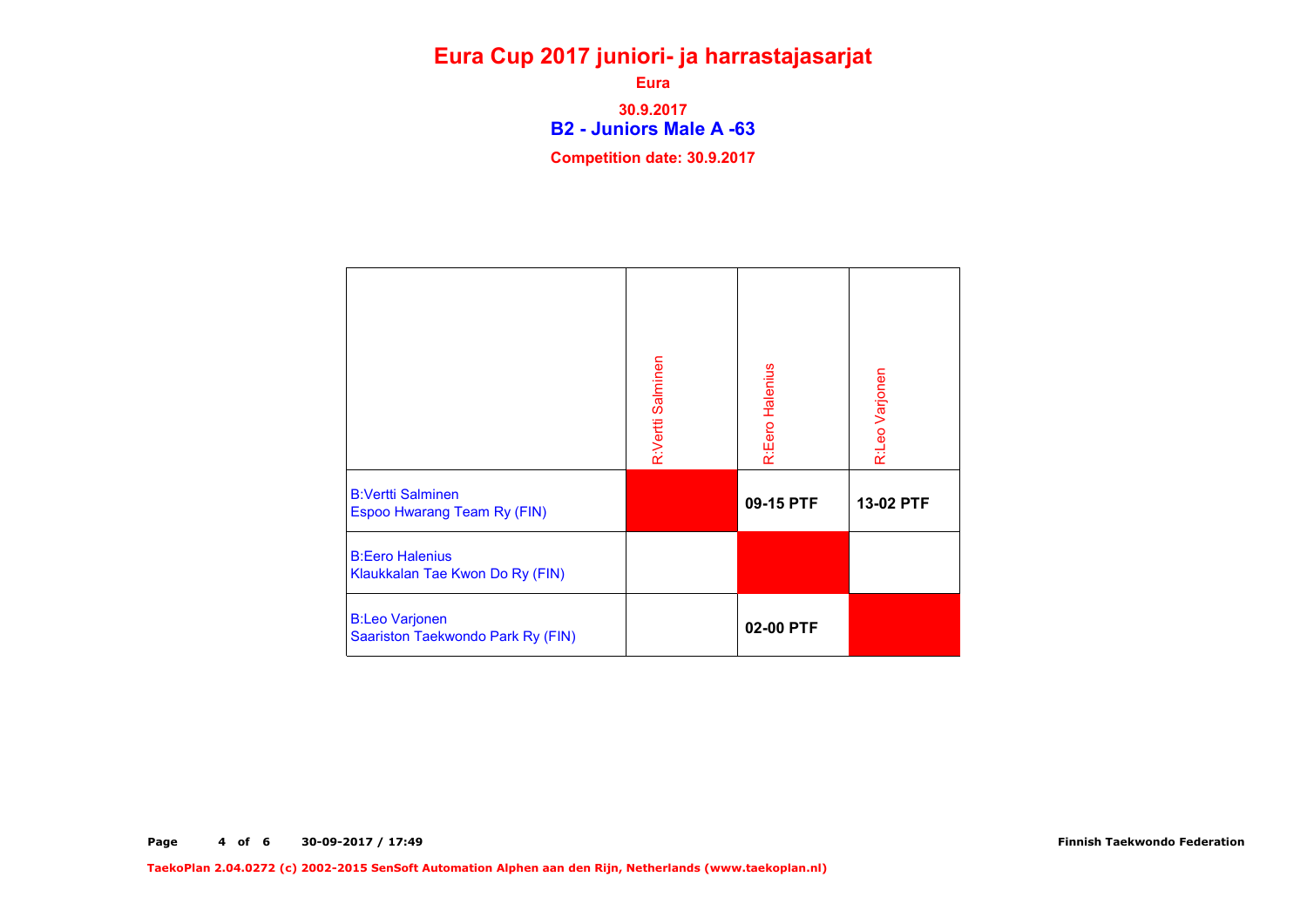# Eura Cup 2017 juniori- ja harrastajasarjat

**Eura**

**30.9.2017**

## B2 - Juniors Male A -63

**Competition date: 30.9.2017**

| | R:Vertti Salminen | R:Eero Halenius | R:Leo Varjonen |
|---|---|---|---|
| B:Vertti Salminen<br>Espoo Hwarang Team Ry (FIN) | | **09-15 PTF** | **13-02 PTF** |
| B:Eero Halenius<br>Klaukkalan Tae Kwon Do Ry (FIN) | | | |
| B:Leo Varjonen<br>Saariston Taekwondo Park Ry (FIN) | | **02-00 PTF** | |

**30-09-2017 / 17:49** **Finnish Taekwondo Federation**

**TaekoPlan 2.04.0272 (c) 2002-2015 SenSoft Automation Alphen aan den Rijn, Netherlands (www.taekoplan.nl)**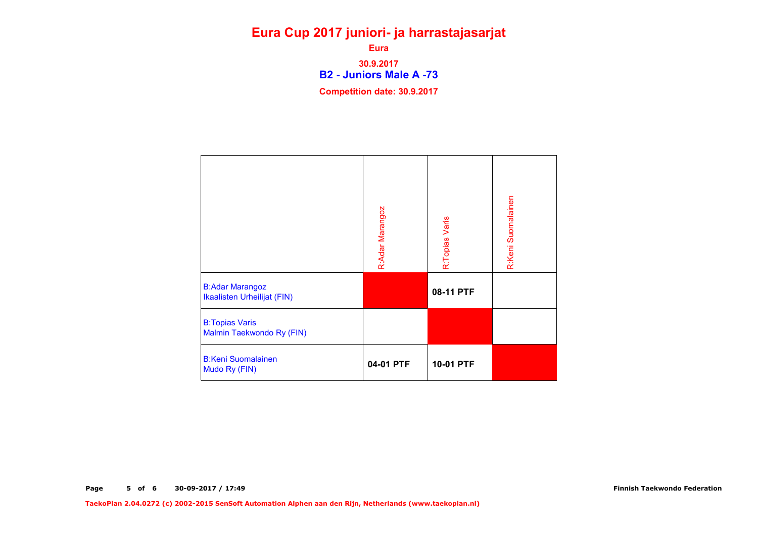# Eura Cup 2017 juniori- ja harrastajasarjat

**Eura**

**30.9.2017**

## B2 - Juniors Male A -73

**Competition date: 30.9.2017**

| | R:Adar Marangoz | R:Topias Varis | R:Keni Suomalainen |
|---|---|---|---|
| B:Adar Marangoz<br>Ikaalisten Urheilijat (FIN) | | **08-11 PTF** | |
| B:Topias Varis<br>Malmin Taekwondo Ry (FIN) | | | |
| B:Keni Suomalainen<br>Mudo Ry (FIN) | **04-01 PTF** | **10-01 PTF** | |

**Page 5 of 6 30-09-2017 / 17:49**

**Finnish Taekwondo Federation**

**TaekoPlan 2.04.0272 (c) 2002-2015 SenSoft Automation Alphen aan den Rijn, Netherlands (www.taekoplan.nl)**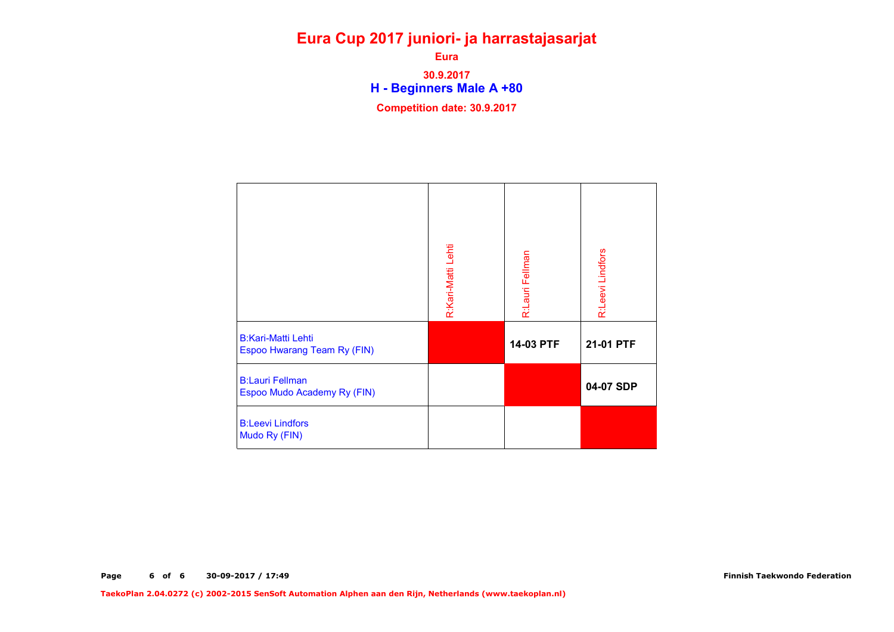# Eura Cup 2017 juniori- ja harrastajasarjat

**Eura**

**30.9.2017**

## H - Beginners Male A +80

**Competition date: 30.9.2017**

| | R:Kari-Matti Lehti | R:Lauri Fellman | R:Leevi Lindfors |
|---|---|---|---|
| B:Kari-Matti Lehti<br>Espoo Hwarang Team Ry (FIN) | | **14-03 PTF** | **21-01 PTF** |
| B:Lauri Fellman<br>Espoo Mudo Academy Ry (FIN) | | | **04-07 SDP** |
| B:Leevi Lindfors<br>Mudo Ry (FIN) | | | |

**30-09-2017 / 17:49** **Finnish Taekwondo Federation**

**TaekoPlan 2.04.0272 (c) 2002-2015 SenSoft Automation Alphen aan den Rijn, Netherlands (www.taekoplan.nl)**